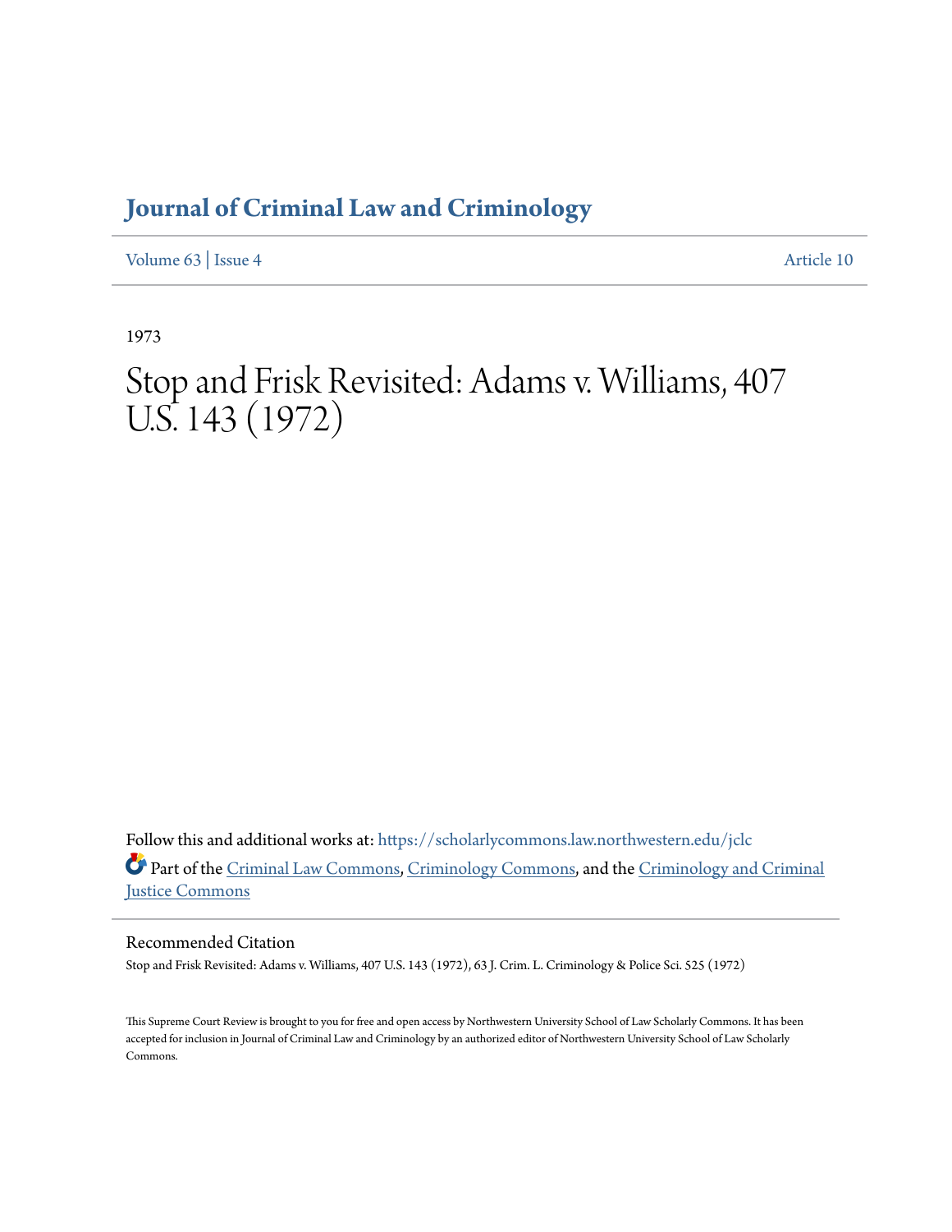# Journal of Criminal Law and Criminology

Volume 63 | Issue 4 Article 10

1973

# Stop and Frisk Revisited: Adams v. Williams, 407 U.S. 143 (1972)

Follow this and additional works at: https://scholarlycommons.law.northwestern.edu/jclc

Part of the Criminal Law Commons, Criminology Commons, and the Criminology and Criminal Justice Commons

## Recommended Citation

Stop and Frisk Revisited: Adams v. Williams, 407 U.S. 143 (1972), 63 J. Crim. L. Criminology & Police Sci. 525 (1972)

This Supreme Court Review is brought to you for free and open access by Northwestern University School of Law Scholarly Commons. It has been accepted for inclusion in Journal of Criminal Law and Criminology by an authorized editor of Northwestern University School of Law Scholarly Commons.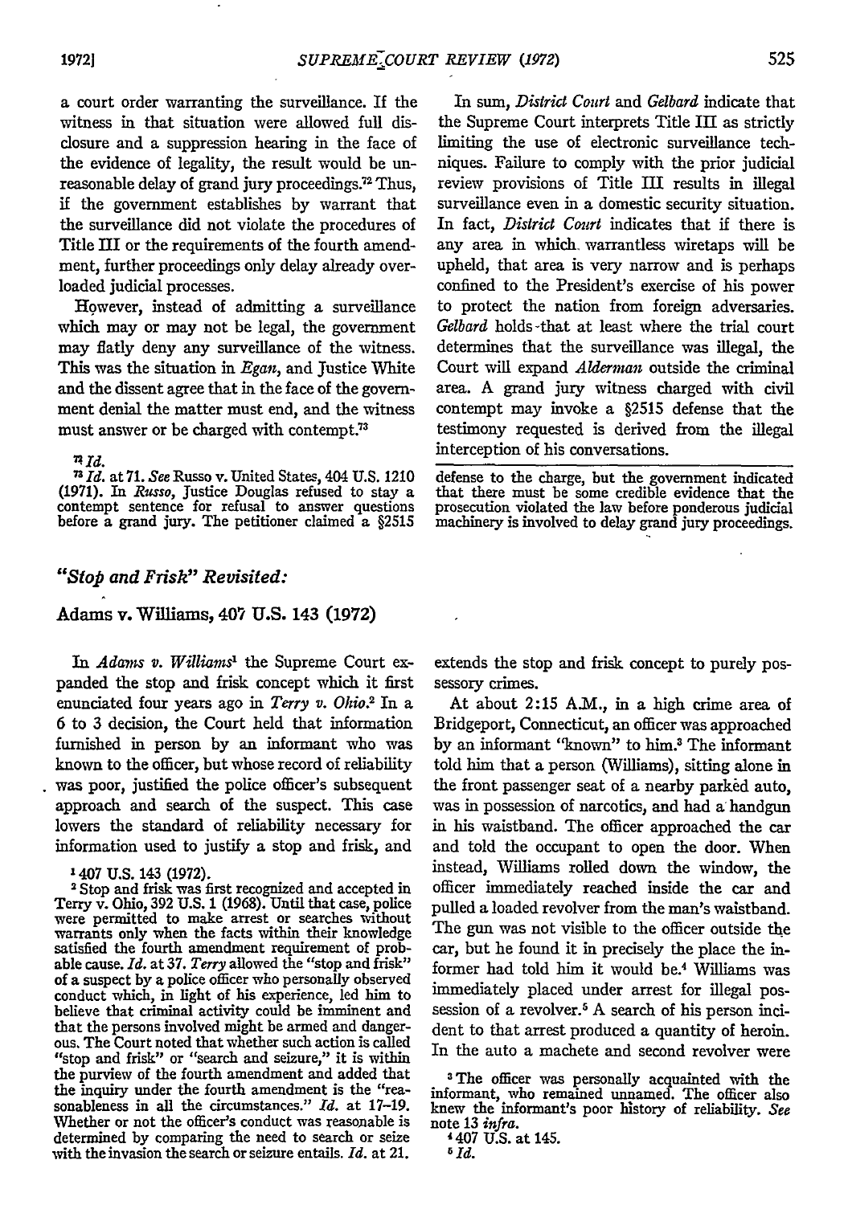a court order warranting the surveillance. If the witness in that situation were allowed full disclosure and a suppression hearing in the face of the evidence of legality, the result would be unreasonable delay of grand jury proceedings.[72] Thus, if the government establishes by warrant that the surveillance did not violate the procedures of Title III or the requirements of the fourth amendment, further proceedings only delay already overloaded judicial processes.

However, instead of admitting a surveillance which may or may not be legal, the government may flatly deny any surveillance of the witness. This was the situation in *Egan*, and Justice White and the dissent agree that in the face of the government denial the matter must end, and the witness must answer or be charged with contempt.[73]

In sum, *District Court* and *Gelbard* indicate that the Supreme Court interprets Title III as strictly limiting the use of electronic surveillance techniques. Failure to comply with the prior judicial review provisions of Title III results in illegal surveillance even in a domestic security situation. In fact, *District Court* indicates that if there is any area in which warrantless wiretaps will be upheld, that area is very narrow and is perhaps confined to the President's exercise of his power to protect the nation from foreign adversaries. *Gelbard* holds that at least where the trial court determines that the surveillance was illegal, the Court will expand *Alderman* outside the criminal area. A grand jury witness charged with civil contempt may invoke a §2515 defense that the testimony requested is derived from the illegal interception of his conversations.

[72] *Id.*

[73] *Id.* at 71. *See* Russo v. United States, 404 U.S. 1210 (1971). In *Russo*, Justice Douglas refused to stay a contempt sentence for refusal to answer questions before a grand jury. The petitioner claimed a §2515 defense to the charge, but the government indicated that there must be some credible evidence that the prosecution violated the law before ponderous judicial machinery is involved to delay grand jury proceedings.

## *"Stop and Frisk" Revisited:*

## Adams v. Williams, 407 U.S. 143 (1972)

In *Adams v. Williams*[1] the Supreme Court expanded the stop and frisk concept which it first enunciated four years ago in *Terry v. Ohio.*[2] In a 6 to 3 decision, the Court held that information furnished in person by an informant who was known to the officer, but whose record of reliability was poor, justified the police officer's subsequent approach and search of the suspect. This case lowers the standard of reliability necessary for information used to justify a stop and frisk, and extends the stop and frisk concept to purely possessory crimes.

At about 2:15 A.M., in a high crime area of Bridgeport, Connecticut, an officer was approached by an informant "known" to him.[3] The informant told him that a person (Williams), sitting alone in the front passenger seat of a nearby parked auto, was in possession of narcotics, and had a handgun in his waistband. The officer approached the car and told the occupant to open the door. When instead, Williams rolled down the window, the officer immediately reached inside the car and pulled a loaded revolver from the man's waistband. The gun was not visible to the officer outside the car, but he found it in precisely the place the informer had told him it would be.[4] Williams was immediately placed under arrest for illegal possession of a revolver.[5] A search of his person incident to that arrest produced a quantity of heroin. In the auto a machete and second revolver were

[1] 407 U.S. 143 (1972).

[2] Stop and frisk was first recognized and accepted in Terry v. Ohio, 392 U.S. 1 (1968). Until that case, police were permitted to make arrest or searches without warrants only when the facts within their knowledge satisfied the fourth amendment requirement of probable cause. *Id.* at 37. *Terry* allowed the "stop and frisk" of a suspect by a police officer who personally observed conduct which, in light of his experience, led him to believe that criminal activity could be imminent and that the persons involved might be armed and dangerous. The Court noted that whether such action is called "stop and frisk" or "search and seizure," it is within the purview of the fourth amendment and added that the inquiry under the fourth amendment is the "reasonableness in all the circumstances." *Id.* at 17–19. Whether or not the officer's conduct was reasonable is determined by comparing the need to search or seize with the invasion the search or seizure entails. *Id.* at 21.

[3] The officer was personally acquainted with the informant, who remained unnamed. The officer also knew the informant's poor history of reliability. *See* note 13 *infra*.

[4] 407 U.S. at 145.

[5] *Id.*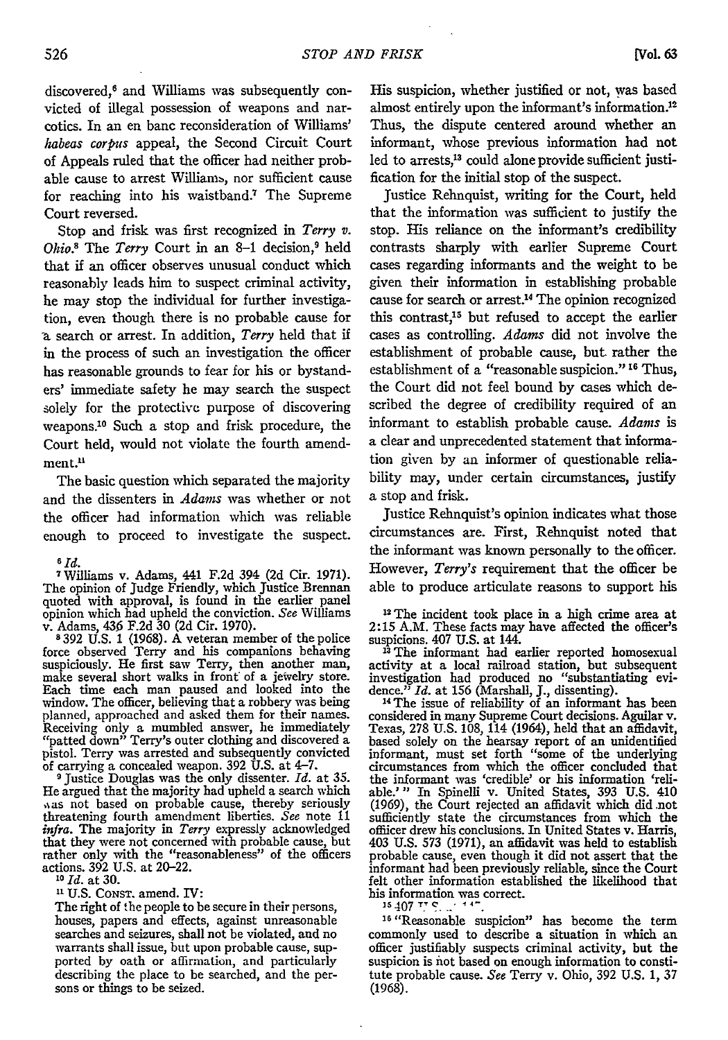discovered,[6] and Williams was subsequently convicted of illegal possession of weapons and narcotics. In an en banc reconsideration of Williams' *habeas corpus* appeal, the Second Circuit Court of Appeals ruled that the officer had neither probable cause to arrest Williams, nor sufficient cause for reaching into his waistband.[7] The Supreme Court reversed.

Stop and frisk was first recognized in *Terry v. Ohio*.[8] The *Terry* Court in an 8–1 decision,[9] held that if an officer observes unusual conduct which reasonably leads him to suspect criminal activity, he may stop the individual for further investigation, even though there is no probable cause for a search or arrest. In addition, *Terry* held that if in the process of such an investigation the officer has reasonable grounds to fear for his or bystanders' immediate safety he may search the suspect solely for the protective purpose of discovering weapons.[10] Such a stop and frisk procedure, the Court held, would not violate the fourth amendment.[11]

The basic question which separated the majority and the dissenters in *Adams* was whether or not the officer had information which was reliable enough to proceed to investigate the suspect. His suspicion, whether justified or not, was based almost entirely upon the informant's information.[12] Thus, the dispute centered around whether an informant, whose previous information had not led to arrests,[13] could alone provide sufficient justification for the initial stop of the suspect.

Justice Rehnquist, writing for the Court, held that the information was sufficient to justify the stop. His reliance on the informant's credibility contrasts sharply with earlier Supreme Court cases regarding informants and the weight to be given their information in establishing probable cause for search or arrest.[14] The opinion recognized this contrast,[15] but refused to accept the earlier cases as controlling. *Adams* did not involve the establishment of probable cause, but rather the establishment of a "reasonable suspicion."[16] Thus, the Court did not feel bound by cases which described the degree of credibility required of an informant to establish probable cause. *Adams* is a clear and unprecedented statement that information given by an informer of questionable reliability may, under certain circumstances, justify a stop and frisk.

Justice Rehnquist's opinion indicates what those circumstances are. First, Rehnquist noted that the informant was known personally to the officer. However, *Terry's* requirement that the officer be able to produce articulate reasons to support his

[6] *Id.*

[7] Williams v. Adams, 441 F.2d 394 (2d Cir. 1971). The opinion of Judge Friendly, which Justice Brennan quoted with approval, is found in the earlier panel opinion which had upheld the conviction. *See* Williams v. Adams, 436 F.2d 30 (2d Cir. 1970).

[8] 392 U.S. 1 (1968). A veteran member of the police force observed Terry and his companions behaving suspiciously. He first saw Terry, then another man, make several short walks in front of a jewelry store. Each time each man paused and looked into the window. The officer, believing that a robbery was being planned, approached and asked them for their names. Receiving only a mumbled answer, he immediately "patted down" Terry's outer clothing and discovered a pistol. Terry was arrested and subsequently convicted of carrying a concealed weapon. 392 U.S. at 4–7.

[9] Justice Douglas was the only dissenter. *Id.* at 35. He argued that the majority had upheld a search which was not based on probable cause, thereby seriously threatening fourth amendment liberties. *See* note 11 *infra*. The majority in *Terry* expressly acknowledged that they were not concerned with probable cause, but rather only with the "reasonableness" of the officers actions. 392 U.S. at 20–22.

[10] *Id.* at 30.

[11] U.S. CONST. amend. IV:

The right of the people to be secure in their persons, houses, papers and effects, against unreasonable searches and seizures, shall not be violated, and no warrants shall issue, but upon probable cause, supported by oath or affirmation, and particularly describing the place to be searched, and the persons or things to be seized.

[12] The incident took place in a high crime area at 2:15 A.M. These facts may have affected the officer's suspicions. 407 U.S. at 144.

[13] The informant had earlier reported homosexual activity at a local railroad station, but subsequent investigation had produced no "substantiating evidence." *Id.* at 156 (Marshall, J., dissenting).

[14] The issue of reliability of an informant has been considered in many Supreme Court decisions. Aguilar v. Texas, 278 U.S. 108, 114 (1964), held that an affidavit, based solely on the hearsay report of an unidentified informant, must set forth "some of the underlying circumstances from which the officer concluded that the informant was 'credible' or his information 'reliable.'" In Spinelli v. United States, 393 U.S. 410 (1969), the Court rejected an affidavit which did not sufficiently state the circumstances from which the officer drew his conclusions. In United States v. Harris, 403 U.S. 573 (1971), an affidavit was held to establish probable cause, even though it did not assert that the informant had been previously reliable, since the Court felt other information established the likelihood that his information was correct.

[15] 407 U.S. at 147.

[16] "Reasonable suspicion" has become the term commonly used to describe a situation in which an officer justifiably suspects criminal activity, but the suspicion is not based on enough information to constitute probable cause. *See* Terry v. Ohio, 392 U.S. 1, 37 (1968).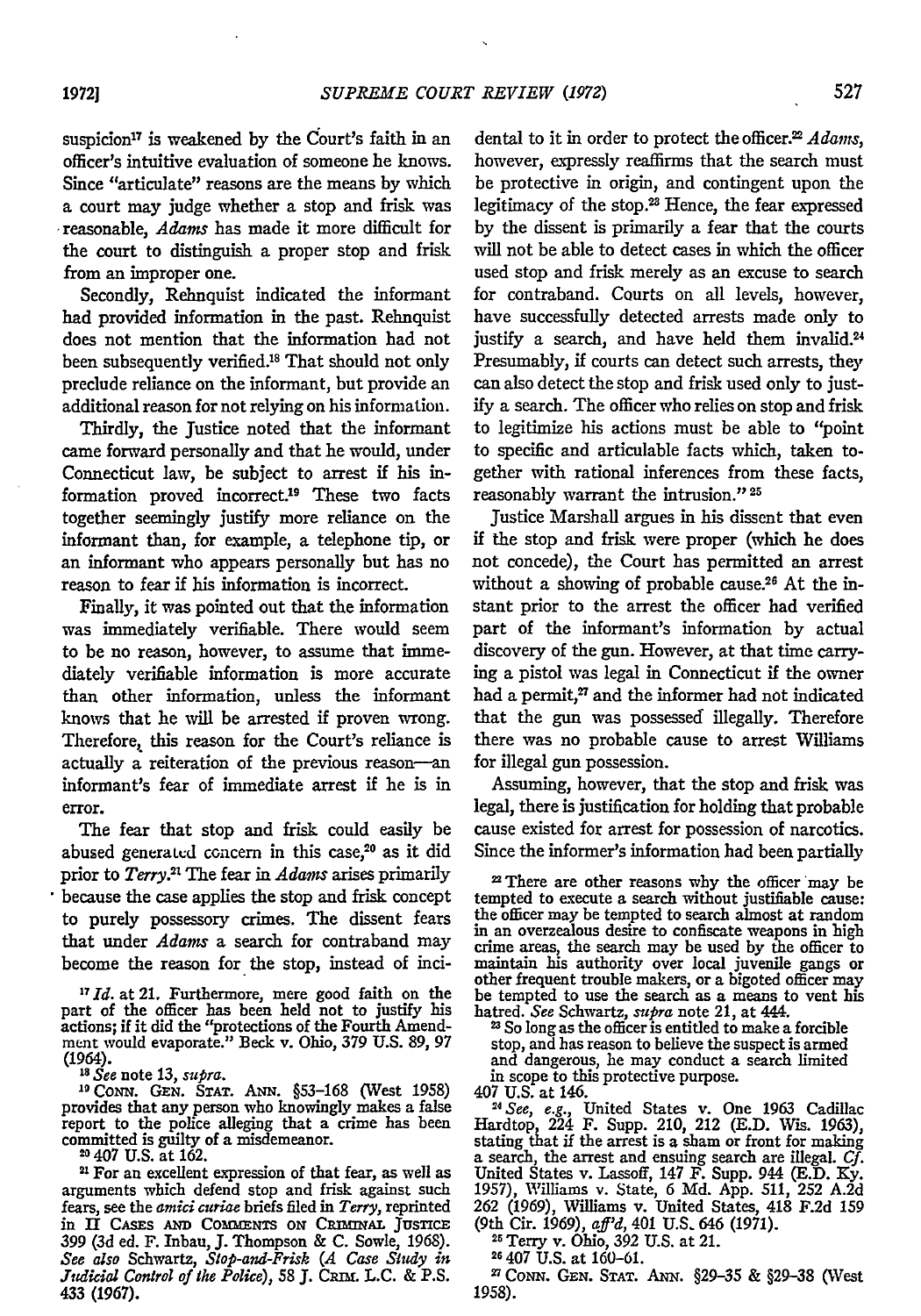suspicion[17] is weakened by the Court's faith in an officer's intuitive evaluation of someone he knows. Since "articulate" reasons are the means by which a court may judge whether a stop and frisk was reasonable, *Adams* has made it more difficult for the court to distinguish a proper stop and frisk from an improper one.

Secondly, Rehnquist indicated the informant had provided information in the past. Rehnquist does not mention that the information had not been subsequently verified.[18] That should not only preclude reliance on the informant, but provide an additional reason for not relying on his information.

Thirdly, the Justice noted that the informant came forward personally and that he would, under Connecticut law, be subject to arrest if his information proved incorrect.[19] These two facts together seemingly justify more reliance on the informant than, for example, a telephone tip, or an informant who appears personally but has no reason to fear if his information is incorrect.

Finally, it was pointed out that the information was immediately verifiable. There would seem to be no reason, however, to assume that immediately verifiable information is more accurate than other information, unless the informant knows that he will be arrested if proven wrong. Therefore, this reason for the Court's reliance is actually a reiteration of the previous reason—an informant's fear of immediate arrest if he is in error.

The fear that stop and frisk could easily be abused generated concern in this case,[20] as it did prior to *Terry*.[21] The fear in *Adams* arises primarily because the case applies the stop and frisk concept to purely possessory crimes. The dissent fears that under *Adams* a search for contraband may become the reason for the stop, instead of incidental to it in order to protect the officer.[22] *Adams*, however, expressly reaffirms that the search must be protective in origin, and contingent upon the legitimacy of the stop.[23] Hence, the fear expressed by the dissent is primarily a fear that the courts will not be able to detect cases in which the officer used stop and frisk merely as an excuse to search for contraband. Courts on all levels, however, have successfully detected arrests made only to justify a search, and have held them invalid.[24] Presumably, if courts can detect such arrests, they can also detect the stop and frisk used only to justify a search. The officer who relies on stop and frisk to legitimize his actions must be able to "point to specific and articulable facts which, taken together with rational inferences from these facts, reasonably warrant the intrusion."[25]

Justice Marshall argues in his dissent that even if the stop and frisk were proper (which he does not concede), the Court has permitted an arrest without a showing of probable cause.[26] At the instant prior to the arrest the officer had verified part of the informant's information by actual discovery of the gun. However, at that time carrying a pistol was legal in Connecticut if the owner had a permit,[27] and the informer had not indicated that the gun was possessed illegally. Therefore there was no probable cause to arrest Williams for illegal gun possession.

Assuming, however, that the stop and frisk was legal, there is justification for holding that probable cause existed for arrest for possession of narcotics. Since the informer's information had been partially

---

[17] *Id.* at 21. Furthermore, mere good faith on the part of the officer has been held not to justify his actions; if it did the "protections of the Fourth Amendment would evaporate." Beck v. Ohio, 379 U.S. 89, 97 (1964).

[18] *See* note 13, *supra*.

[19] CONN. GEN. STAT. ANN. §53-168 (West 1958) provides that any person who knowingly makes a false report to the police alleging that a crime has been committed is guilty of a misdemeanor.

[20] 407 U.S. at 162.

[21] For an excellent expression of that fear, as well as arguments which defend stop and frisk against such fears, see the *amici curiae* briefs filed in *Terry*, reprinted in II CASES AND COMMENTS ON CRIMINAL JUSTICE 399 (3d ed. F. Inbau, J. Thompson & C. Sowle, 1968). *See also* Schwartz, *Stop-and-Frisk (A Case Study in Judicial Control of the Police)*, 58 J. CRIM. L.C. & P.S. 433 (1967).

[22] There are other reasons why the officer may be tempted to execute a search without justifiable cause: the officer may be tempted to search almost at random in an overzealous desire to confiscate weapons in high crime areas, the search may be used by the officer to maintain his authority over local juvenile gangs or other frequent trouble makers, or a bigoted officer may be tempted to use the search as a means to vent his hatred. *See* Schwartz, *supra* note 21, at 444.

[23] So long as the officer is entitled to make a forcible stop, and has reason to believe the suspect is armed and dangerous, he may conduct a search limited in scope to this protective purpose.

407 U.S. at 146.

[24] *See, e.g.,* United States v. One 1963 Cadillac Hardtop, 224 F. Supp. 210, 212 (E.D. Wis. 1963), stating that if the arrest is a sham or front for making a search, the arrest and ensuing search are illegal. *Cf.* United States v. Lassoff, 147 F. Supp. 944 (E.D. Ky. 1957), Williams v. State, 6 Md. App. 511, 252 A.2d 262 (1969), Williams v. United States, 418 F.2d 159 (9th Cir. 1969), *aff'd*, 401 U.S. 646 (1971).

[25] Terry v. Ohio, 392 U.S. at 21.

[26] 407 U.S. at 160-61.

[27] CONN. GEN. STAT. ANN. §29-35 & §29-38 (West 1958).